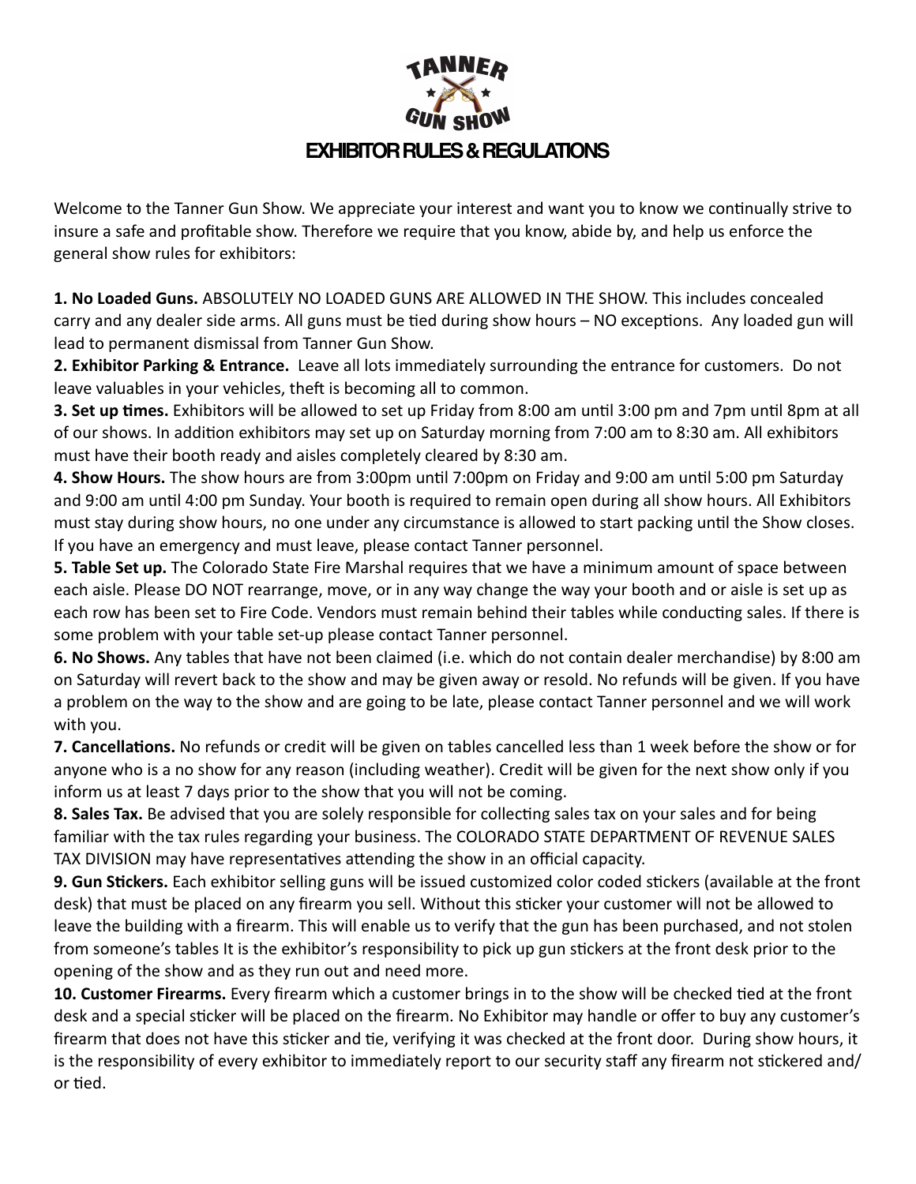# TANNER GUN SHOW

## EXHIBITOR RULES & REGULATIONS

Welcome to the Tanner Gun Show. We appreciate your interest and want you to know we continually strive to insure a safe and profitable show. Therefore we require that you know, abide by, and help us enforce the general show rules for exhibitors:

**1. No Loaded Guns.** ABSOLUTELY NO LOADED GUNS ARE ALLOWED IN THE SHOW. This includes concealed carry and any dealer side arms. All guns must be tied during show hours – NO exceptions. Any loaded gun will lead to permanent dismissal from Tanner Gun Show.

**2. Exhibitor Parking & Entrance.** Leave all lots immediately surrounding the entrance for customers. Do not leave valuables in your vehicles, theft is becoming all to common.

**3. Set up times.** Exhibitors will be allowed to set up Friday from 8:00 am until 3:00 pm and 7pm until 8pm at all of our shows. In addition exhibitors may set up on Saturday morning from 7:00 am to 8:30 am. All exhibitors must have their booth ready and aisles completely cleared by 8:30 am.

**4. Show Hours.** The show hours are from 3:00pm until 7:00pm on Friday and 9:00 am until 5:00 pm Saturday and 9:00 am until 4:00 pm Sunday. Your booth is required to remain open during all show hours. All Exhibitors must stay during show hours, no one under any circumstance is allowed to start packing until the Show closes. If you have an emergency and must leave, please contact Tanner personnel.

**5. Table Set up.** The Colorado State Fire Marshal requires that we have a minimum amount of space between each aisle. Please DO NOT rearrange, move, or in any way change the way your booth and or aisle is set up as each row has been set to Fire Code. Vendors must remain behind their tables while conducting sales. If there is some problem with your table set-up please contact Tanner personnel.

**6. No Shows.** Any tables that have not been claimed (i.e. which do not contain dealer merchandise) by 8:00 am on Saturday will revert back to the show and may be given away or resold. No refunds will be given. If you have a problem on the way to the show and are going to be late, please contact Tanner personnel and we will work with you.

**7. Cancellations.** No refunds or credit will be given on tables cancelled less than 1 week before the show or for anyone who is a no show for any reason (including weather). Credit will be given for the next show only if you inform us at least 7 days prior to the show that you will not be coming.

**8. Sales Tax.** Be advised that you are solely responsible for collecting sales tax on your sales and for being familiar with the tax rules regarding your business. The COLORADO STATE DEPARTMENT OF REVENUE SALES TAX DIVISION may have representatives attending the show in an official capacity.

**9. Gun Stickers.** Each exhibitor selling guns will be issued customized color coded stickers (available at the front desk) that must be placed on any firearm you sell. Without this sticker your customer will not be allowed to leave the building with a firearm. This will enable us to verify that the gun has been purchased, and not stolen from someone's tables It is the exhibitor's responsibility to pick up gun stickers at the front desk prior to the opening of the show and as they run out and need more.

**10. Customer Firearms.** Every firearm which a customer brings in to the show will be checked tied at the front desk and a special sticker will be placed on the firearm. No Exhibitor may handle or offer to buy any customer's firearm that does not have this sticker and tie, verifying it was checked at the front door. During show hours, it is the responsibility of every exhibitor to immediately report to our security staff any firearm not stickered and/or tied.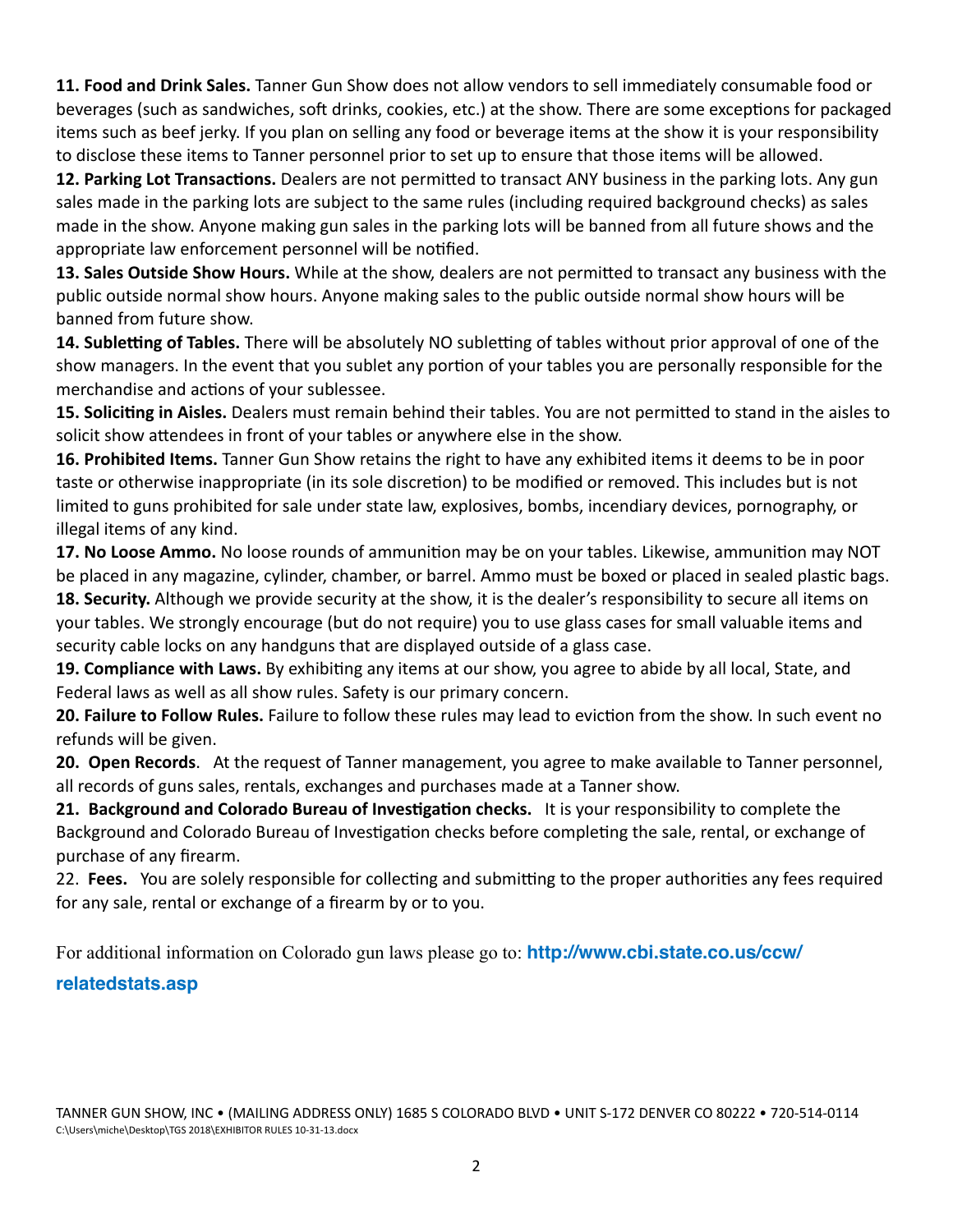**11. Food and Drink Sales.** Tanner Gun Show does not allow vendors to sell immediately consumable food or beverages (such as sandwiches, soft drinks, cookies, etc.) at the show. There are some exceptions for packaged items such as beef jerky. If you plan on selling any food or beverage items at the show it is your responsibility to disclose these items to Tanner personnel prior to set up to ensure that those items will be allowed.

**12. Parking Lot Transactions.** Dealers are not permitted to transact ANY business in the parking lots. Any gun sales made in the parking lots are subject to the same rules (including required background checks) as sales made in the show. Anyone making gun sales in the parking lots will be banned from all future shows and the appropriate law enforcement personnel will be notified.

**13. Sales Outside Show Hours.** While at the show, dealers are not permitted to transact any business with the public outside normal show hours. Anyone making sales to the public outside normal show hours will be banned from future show.

**14. Subletting of Tables.** There will be absolutely NO subletting of tables without prior approval of one of the show managers. In the event that you sublet any portion of your tables you are personally responsible for the merchandise and actions of your sublessee.

**15. Soliciting in Aisles.** Dealers must remain behind their tables. You are not permitted to stand in the aisles to solicit show attendees in front of your tables or anywhere else in the show.

**16. Prohibited Items.** Tanner Gun Show retains the right to have any exhibited items it deems to be in poor taste or otherwise inappropriate (in its sole discretion) to be modified or removed. This includes but is not limited to guns prohibited for sale under state law, explosives, bombs, incendiary devices, pornography, or illegal items of any kind.

**17. No Loose Ammo.** No loose rounds of ammunition may be on your tables. Likewise, ammunition may NOT be placed in any magazine, cylinder, chamber, or barrel. Ammo must be boxed or placed in sealed plastic bags.

**18. Security.** Although we provide security at the show, it is the dealer's responsibility to secure all items on your tables. We strongly encourage (but do not require) you to use glass cases for small valuable items and security cable locks on any handguns that are displayed outside of a glass case.

**19. Compliance with Laws.** By exhibiting any items at our show, you agree to abide by all local, State, and Federal laws as well as all show rules. Safety is our primary concern.

**20. Failure to Follow Rules.** Failure to follow these rules may lead to eviction from the show. In such event no refunds will be given.

**20. Open Records**. At the request of Tanner management, you agree to make available to Tanner personnel, all records of guns sales, rentals, exchanges and purchases made at a Tanner show.

**21. Background and Colorado Bureau of Investigation checks.** It is your responsibility to complete the Background and Colorado Bureau of Investigation checks before completing the sale, rental, or exchange of purchase of any firearm.

22. **Fees.** You are solely responsible for collecting and submitting to the proper authorities any fees required for any sale, rental or exchange of a firearm by or to you.

For additional information on Colorado gun laws please go to: **http://www.cbi.state.co.us/ccw/relatedstats.asp**

TANNER GUN SHOW, INC • (MAILING ADDRESS ONLY) 1685 S COLORADO BLVD • UNIT S-172 DENVER CO 80222 • 720-514-0114
C:\Users\miche\Desktop\TGS 2018\EXHIBITOR RULES 10-31-13.docx